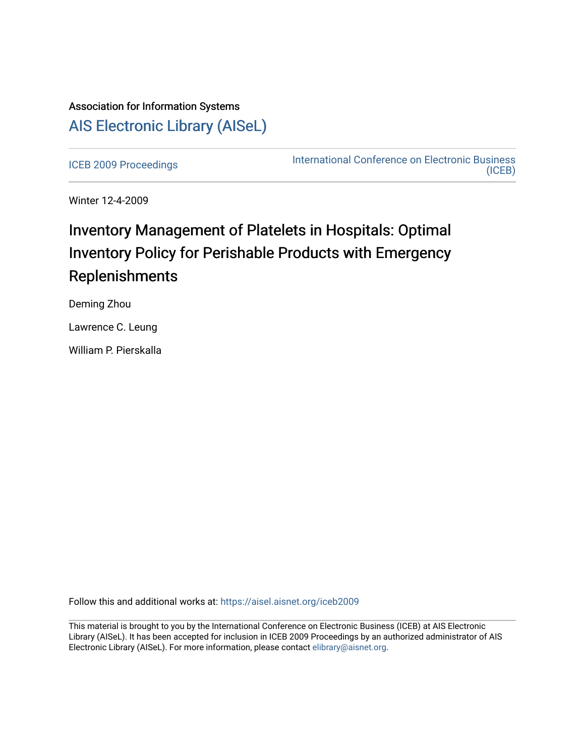Association for Information Systems

# AIS Electronic Library (AISeL)

ICEB 2009 Proceedings

International Conference on Electronic Business (ICEB)

Winter 12-4-2009

# Inventory Management of Platelets in Hospitals: Optimal Inventory Policy for Perishable Products with Emergency Replenishments

Deming Zhou

Lawrence C. Leung

William P. Pierskalla

Follow this and additional works at: https://aisel.aisnet.org/iceb2009

This material is brought to you by the International Conference on Electronic Business (ICEB) at AIS Electronic Library (AISeL). It has been accepted for inclusion in ICEB 2009 Proceedings by an authorized administrator of AIS Electronic Library (AISeL). For more information, please contact elibrary@aisnet.org.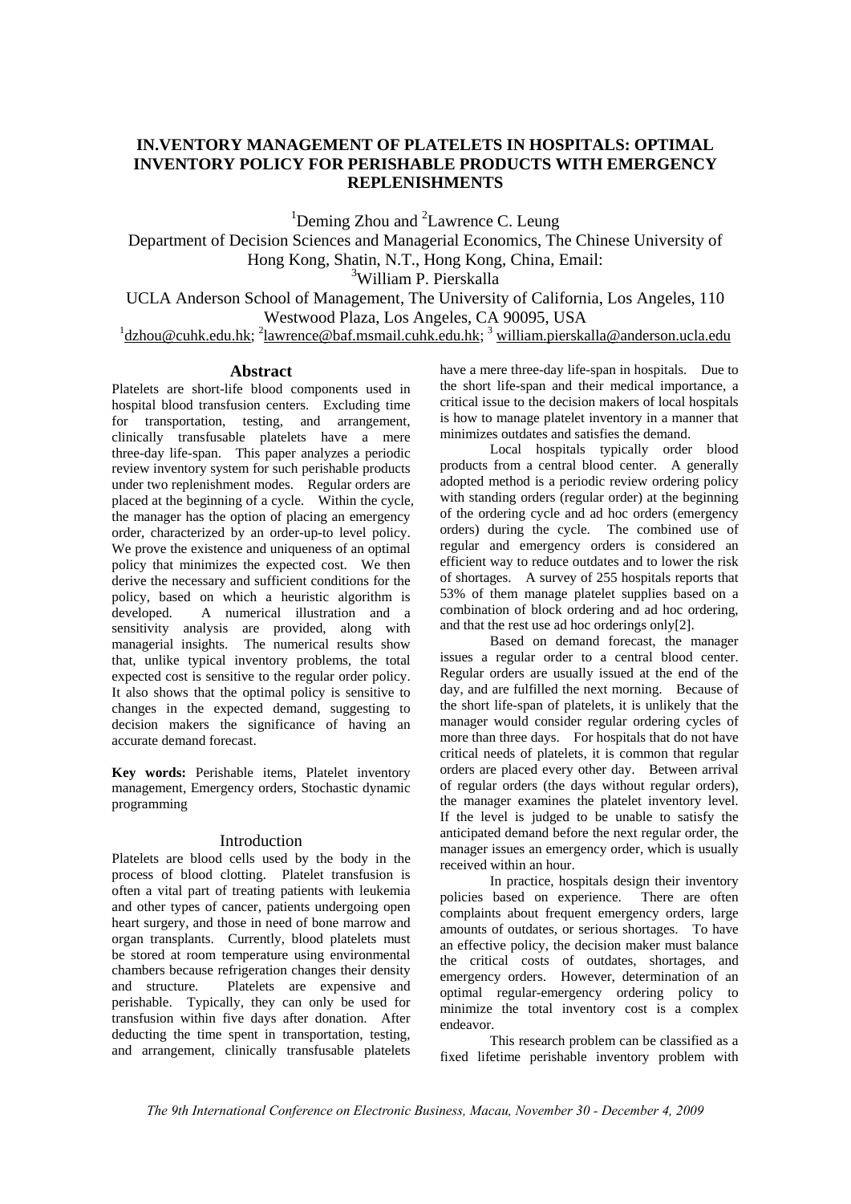# IN.VENTORY MANAGEMENT OF PLATELETS IN HOSPITALS: OPTIMAL INVENTORY POLICY FOR PERISHABLE PRODUCTS WITH EMERGENCY REPLENISHMENTS

[1]Deming Zhou and [2]Lawrence C. Leung

Department of Decision Sciences and Managerial Economics, The Chinese University of Hong Kong, Shatin, N.T., Hong Kong, China, Email:

[3]William P. Pierskalla

UCLA Anderson School of Management, The University of California, Los Angeles, 110 Westwood Plaza, Los Angeles, CA 90095, USA

[1]dzhou@cuhk.edu.hk; [2]lawrence@baf.msmail.cuhk.edu.hk; [3] william.pierskalla@anderson.ucla.edu

## Abstract

Platelets are short-life blood components used in hospital blood transfusion centers. Excluding time for transportation, testing, and arrangement, clinically transfusable platelets have a mere three-day life-span. This paper analyzes a periodic review inventory system for such perishable products under two replenishment modes. Regular orders are placed at the beginning of a cycle. Within the cycle, the manager has the option of placing an emergency order, characterized by an order-up-to level policy. We prove the existence and uniqueness of an optimal policy that minimizes the expected cost. We then derive the necessary and sufficient conditions for the policy, based on which a heuristic algorithm is developed. A numerical illustration and a sensitivity analysis are provided, along with managerial insights. The numerical results show that, unlike typical inventory problems, the total expected cost is sensitive to the regular order policy. It also shows that the optimal policy is sensitive to changes in the expected demand, suggesting to decision makers the significance of having an accurate demand forecast.

**Key words:** Perishable items, Platelet inventory management, Emergency orders, Stochastic dynamic programming

## Introduction

Platelets are blood cells used by the body in the process of blood clotting. Platelet transfusion is often a vital part of treating patients with leukemia and other types of cancer, patients undergoing open heart surgery, and those in need of bone marrow and organ transplants. Currently, blood platelets must be stored at room temperature using environmental chambers because refrigeration changes their density and structure. Platelets are expensive and perishable. Typically, they can only be used for transfusion within five days after donation. After deducting the time spent in transportation, testing, and arrangement, clinically transfusable platelets have a mere three-day life-span in hospitals. Due to the short life-span and their medical importance, a critical issue to the decision makers of local hospitals is how to manage platelet inventory in a manner that minimizes outdates and satisfies the demand.

Local hospitals typically order blood products from a central blood center. A generally adopted method is a periodic review ordering policy with standing orders (regular order) at the beginning of the ordering cycle and ad hoc orders (emergency orders) during the cycle. The combined use of regular and emergency orders is considered an efficient way to reduce outdates and to lower the risk of shortages. A survey of 255 hospitals reports that 53% of them manage platelet supplies based on a combination of block ordering and ad hoc ordering, and that the rest use ad hoc orderings only[2].

Based on demand forecast, the manager issues a regular order to a central blood center. Regular orders are usually issued at the end of the day, and are fulfilled the next morning. Because of the short life-span of platelets, it is unlikely that the manager would consider regular ordering cycles of more than three days. For hospitals that do not have critical needs of platelets, it is common that regular orders are placed every other day. Between arrival of regular orders (the days without regular orders), the manager examines the platelet inventory level. If the level is judged to be unable to satisfy the anticipated demand before the next regular order, the manager issues an emergency order, which is usually received within an hour.

In practice, hospitals design their inventory policies based on experience. There are often complaints about frequent emergency orders, large amounts of outdates, or serious shortages. To have an effective policy, the decision maker must balance the critical costs of outdates, shortages, and emergency orders. However, determination of an optimal regular-emergency ordering policy to minimize the total inventory cost is a complex endeavor.

This research problem can be classified as a fixed lifetime perishable inventory problem with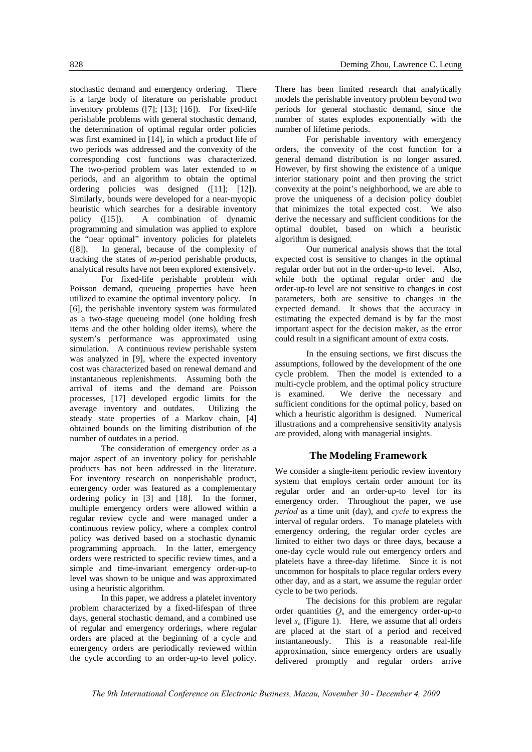stochastic demand and emergency ordering. There is a large body of literature on perishable product inventory problems ([7]; [13]; [16]). For fixed-life perishable problems with general stochastic demand, the determination of optimal regular order policies was first examined in [14], in which a product life of two periods was addressed and the convexity of the corresponding cost functions was characterized. The two-period problem was later extended to $m$ periods, and an algorithm to obtain the optimal ordering policies was designed ([11]; [12]). Similarly, bounds were developed for a near-myopic heuristic which searches for a desirable inventory policy ([15]). A combination of dynamic programming and simulation was applied to explore the "near optimal" inventory policies for platelets ([8]). In general, because of the complexity of tracking the states of $m$-period perishable products, analytical results have not been explored extensively.

For fixed-life perishable problem with Poisson demand, queueing properties have been utilized to examine the optimal inventory policy. In [6], the perishable inventory system was formulated as a two-stage queueing model (one holding fresh items and the other holding older items), where the system's performance was approximated using simulation. A continuous review perishable system was analyzed in [9], where the expected inventory cost was characterized based on renewal demand and instantaneous replenishments. Assuming both the arrival of items and the demand are Poisson processes, [17] developed ergodic limits for the average inventory and outdates. Utilizing the steady state properties of a Markov chain, [4] obtained bounds on the limiting distribution of the number of outdates in a period.

The consideration of emergency order as a major aspect of an inventory policy for perishable products has not been addressed in the literature. For inventory research on nonperishable product, emergency order was featured as a complementary ordering policy in [3] and [18]. In the former, multiple emergency orders were allowed within a regular review cycle and were managed under a continuous review policy, where a complex control policy was derived based on a stochastic dynamic programming approach. In the latter, emergency orders were restricted to specific review times, and a simple and time-invariant emergency order-up-to level was shown to be unique and was approximated using a heuristic algorithm.

In this paper, we address a platelet inventory problem characterized by a fixed-lifespan of three days, general stochastic demand, and a combined use of regular and emergency orderings, where regular orders are placed at the beginning of a cycle and emergency orders are periodically reviewed within the cycle according to an order-up-to level policy. There has been limited research that analytically models the perishable inventory problem beyond two periods for general stochastic demand, since the number of states explodes exponentially with the number of lifetime periods.

For perishable inventory with emergency orders, the convexity of the cost function for a general demand distribution is no longer assured. However, by first showing the existence of a unique interior stationary point and then proving the strict convexity at the point's neighborhood, we are able to prove the uniqueness of a decision policy doublet that minimizes the total expected cost. We also derive the necessary and sufficient conditions for the optimal doublet, based on which a heuristic algorithm is designed.

Our numerical analysis shows that the total expected cost is sensitive to changes in the optimal regular order but not in the order-up-to level. Also, while both the optimal regular order and the order-up-to level are not sensitive to changes in cost parameters, both are sensitive to changes in the expected demand. It shows that the accuracy in estimating the expected demand is by far the most important aspect for the decision maker, as the error could result in a significant amount of extra costs.

In the ensuing sections, we first discuss the assumptions, followed by the development of the one cycle problem. Then the model is extended to a multi-cycle problem, and the optimal policy structure is examined. We derive the necessary and sufficient conditions for the optimal policy, based on which a heuristic algorithm is designed. Numerical illustrations and a comprehensive sensitivity analysis are provided, along with managerial insights.

## The Modeling Framework

We consider a single-item periodic review inventory system that employs certain order amount for its regular order and an order-up-to level for its emergency order. Throughout the paper, we use *period* as a time unit (day), and *cycle* to express the interval of regular orders. To manage platelets with emergency ordering, the regular order cycles are limited to either two days or three days, because a one-day cycle would rule out emergency orders and platelets have a three-day lifetime. Since it is not uncommon for hospitals to place regular orders every other day, and as a start, we assume the regular order cycle to be two periods.

The decisions for this problem are regular order quantities $Q_n$ and the emergency order-up-to level $s_n$ (Figure 1). Here, we assume that all orders are placed at the start of a period and received instantaneously. This is a reasonable real-life approximation, since emergency orders are usually delivered promptly and regular orders arrive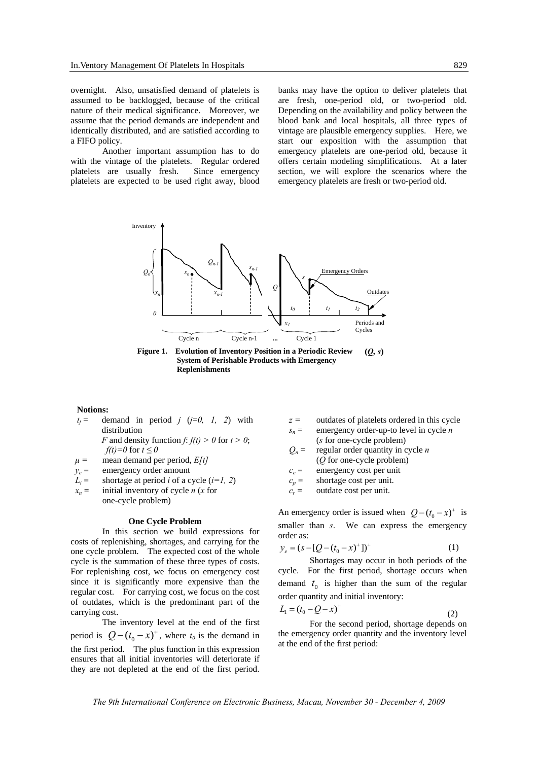overnight. Also, unsatisfied demand of platelets is assumed to be backlogged, because of the critical nature of their medical significance. Moreover, we assume that the period demands are independent and identically distributed, and are satisfied according to a FIFO policy.

Another important assumption has to do with the vintage of the platelets. Regular ordered platelets are usually fresh. Since emergency platelets are expected to be used right away, blood banks may have the option to deliver platelets that are fresh, one-period old, or two-period old. Depending on the availability and policy between the blood bank and local hospitals, all three types of vintage are plausible emergency supplies. Here, we start our exposition with the assumption that emergency platelets are one-period old, because it offers certain modeling simplifications. At a later section, we will explore the scenarios where the emergency platelets are fresh or two-period old.

**Figure 1. Evolution of Inventory Position in a Periodic Review (*Q, s*) System of Perishable Products with Emergency Replenishments**

**Notions:**

- $t_j$ = demand in period $j$ ($j=0, 1, 2$) with distribution $F$ and density function $f$: $f(t) > 0$ for $t > 0$; $f(t)=0$ for $t \le 0$
- $\mu$ = mean demand per period, $E[t]$
- $y_e$ = emergency order amount
- $L_i$ = shortage at period $i$ of a cycle ($i=1, 2$)
- $x_n$ = initial inventory of cycle $n$ ($x$ for one-cycle problem)
- $z$ = outdates of platelets ordered in this cycle
- $s_n$ = emergency order-up-to level in cycle $n$ ($s$ for one-cycle problem)
- $Q_n$ = regular order quantity in cycle $n$ ($Q$ for one-cycle problem)
- $c_e$ = emergency cost per unit
- $c_p$ = shortage cost per unit.
- $c_r$ = outdate cost per unit.

### One Cycle Problem

In this section we build expressions for costs of replenishing, shortages, and carrying for the one cycle problem. The expected cost of the whole cycle is the summation of these three types of costs. For replenishing cost, we focus on emergency cost since it is significantly more expensive than the regular cost. For carrying cost, we focus on the cost of outdates, which is the predominant part of the carrying cost.

The inventory level at the end of the first period is $Q-(t_0-x)^+$, where $t_0$ is the demand in the first period. The plus function in this expression ensures that all initial inventories will deteriorate if they are not depleted at the end of the first period.

An emergency order is issued when $Q-(t_0-x)^+$ is smaller than $s$. We can express the emergency order as:

$$y_e = (s - [Q-(t_0-x)^+])^+ \tag{1}$$

Shortages may occur in both periods of the cycle. For the first period, shortage occurs when demand $t_0$ is higher than the sum of the regular order quantity and initial inventory:

$$L_1 = (t_0 - Q - x)^+ \tag{2}$$

For the second period, shortage depends on the emergency order quantity and the inventory level at the end of the first period: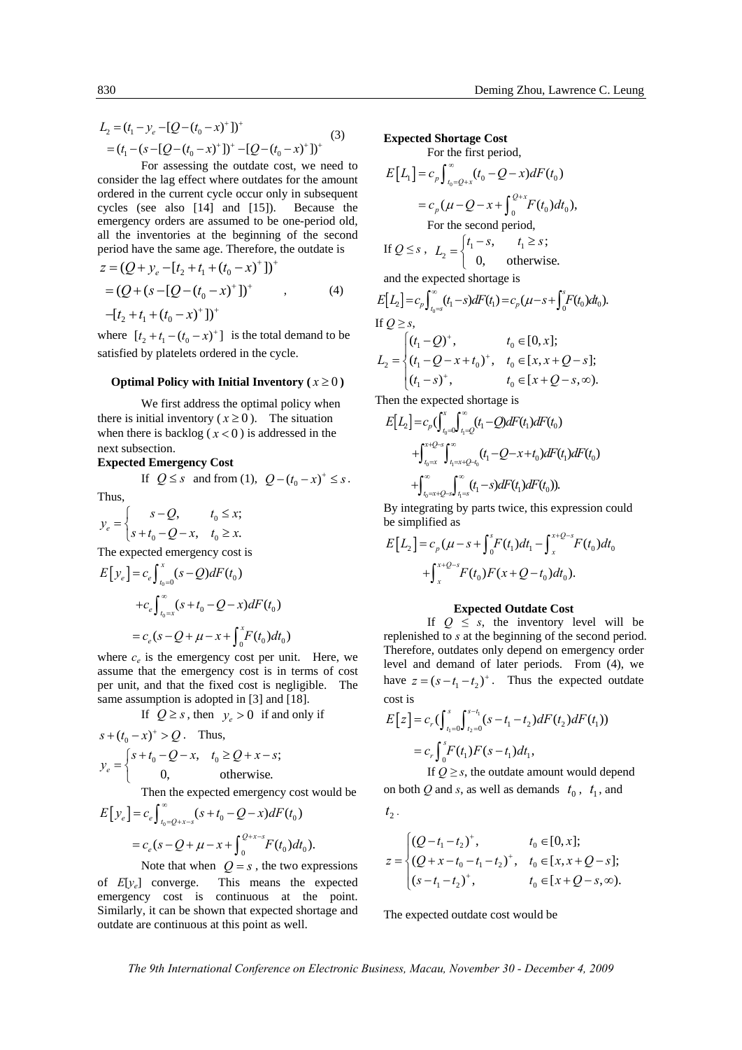$$L_2 = (t_1 - y_e - [Q-(t_0-x)^+])^+ \\ = (t_1 - (s-[Q-(t_0-x)^+])^+ - [Q-(t_0-x)^+])^+ \tag{3}$$

For assessing the outdate cost, we need to consider the lag effect where outdates for the amount ordered in the current cycle occur only in subsequent cycles (see also [14] and [15]). Because the emergency orders are assumed to be one-period old, all the inventories at the beginning of the second period have the same age. Therefore, the outdate is

$$z = (Q + y_e - [t_2 + t_1 + (t_0-x)^+])^+ \\ = (Q + (s-[Q-(t_0-x)^+])^+ \\ -[t_2+t_1+(t_0-x)^+])^+ \qquad , \tag{4}$$

where $[t_2+t_1-(t_0-x)^+]$ is the total demand to be satisfied by platelets ordered in the cycle.

### Optimal Policy with Initial Inventory ($x \geq 0$)

We first address the optimal policy when there is initial inventory ($x \geq 0$). The situation when there is backlog ($x < 0$) is addressed in the next subsection.

**Expected Emergency Cost**

If $Q \leq s$ and from (1), $Q-(t_0-x)^+ \leq s$. Thus,

$$y_e = \begin{cases} s-Q, & t_0 \leq x; \\ s+t_0-Q-x, & t_0 \geq x. \end{cases}$$

The expected emergency cost is

$$E[y_e] = c_e \int_{t_0=0}^{x} (s-Q)dF(t_0) \\ + c_e \int_{t_0=x}^{\infty} (s+t_0-Q-x)dF(t_0) \\ = c_e(s-Q+\mu-x+\int_0^x F(t_0)dt_0)$$

where $c_e$ is the emergency cost per unit. Here, we assume that the emergency cost is in terms of cost per unit, and that the fixed cost is negligible. The same assumption is adopted in [3] and [18].

If $Q \geq s$, then $y_e > 0$ if and only if $s+(t_0-x)^+ > Q$. Thus,

$$y_e = \begin{cases} s+t_0-Q-x, & t_0 \geq Q+x-s; \\ 0, & \text{otherwise.} \end{cases}$$

Then the expected emergency cost would be

$$E[y_e] = c_e \int_{t_0=Q+x-s}^{\infty} (s+t_0-Q-x)dF(t_0) \\ = c_e(s-Q+\mu-x+\int_0^{Q+x-s} F(t_0)dt_0).$$

Note that when $Q = s$, the two expressions of $E[y_e]$ converge. This means the expected emergency cost is continuous at the point. Similarly, it can be shown that expected shortage and outdate are continuous at this point as well.

**Expected Shortage Cost**

For the first period,

$$E[L_1] = c_p \int_{t_0=Q+x}^{\infty} (t_0-Q-x)dF(t_0) \\ = c_p(\mu-Q-x+\int_0^{Q+x} F(t_0)dt_0),$$

For the second period,

If $Q \leq s$, $L_2 = \begin{cases} t_1-s, & t_1 \geq s; \\ 0, & \text{otherwise.} \end{cases}$

and the expected shortage is

$$E[L_2] = c_p \int_{t_0=s}^{\infty} (t_1-s)dF(t_1) = c_p(\mu-s+\int_0^s F(t_0)dt_0).$$

If $Q \geq s$,

$$L_2 = \begin{cases} (t_1-Q)^+, & t_0 \in [0,x]; \\ (t_1-Q-x+t_0)^+, & t_0 \in [x, x+Q-s]; \\ (t_1-s)^+, & t_0 \in [x+Q-s, \infty). \end{cases}$$

Then the expected shortage is

$$E[L_2] = c_p(\int_{t_0=0}^{x}\int_{t_1=Q}^{\infty}(t_1-Q)dF(t_1)dF(t_0) \\ + \int_{t_0=x}^{x+Q-s}\int_{t_1=x+Q-t_0}^{\infty}(t_1-Q-x+t_0)dF(t_1)dF(t_0) \\ + \int_{t_0=x+Q-s}^{\infty}\int_{t_1=s}^{\infty}(t_1-s)dF(t_1)dF(t_0)).$$

By integrating by parts twice, this expression could be simplified as

$$E[L_2] = c_p(\mu-s+\int_0^s F(t_1)dt_1 - \int_x^{x+Q-s} F(t_0)dt_0 \\ + \int_x^{x+Q-s} F(t_0)F(x+Q-t_0)dt_0).$$

**Expected Outdate Cost**

If $Q \leq s$, the inventory level will be replenished to $s$ at the beginning of the second period. Therefore, outdates only depend on emergency order level and demand of later periods. From (4), we have $z = (s-t_1-t_2)^+$. Thus the expected outdate cost is

$$E[z] = c_r(\int_{t_1=0}^{s}\int_{t_2=0}^{s-t_1}(s-t_1-t_2)dF(t_2)dF(t_1)) \\ = c_r \int_0^s F(t_1)F(s-t_1)dt_1,$$

If $Q \geq s$, the outdate amount would depend on both $Q$ and $s$, as well as demands $t_0$, $t_1$, and $t_2$.

$$z = \begin{cases} (Q-t_1-t_2)^+, & t_0 \in [0,x]; \\ (Q+x-t_0-t_1-t_2)^+, & t_0 \in [x, x+Q-s]; \\ (s-t_1-t_2)^+, & t_0 \in [x+Q-s, \infty). \end{cases}$$

The expected outdate cost would be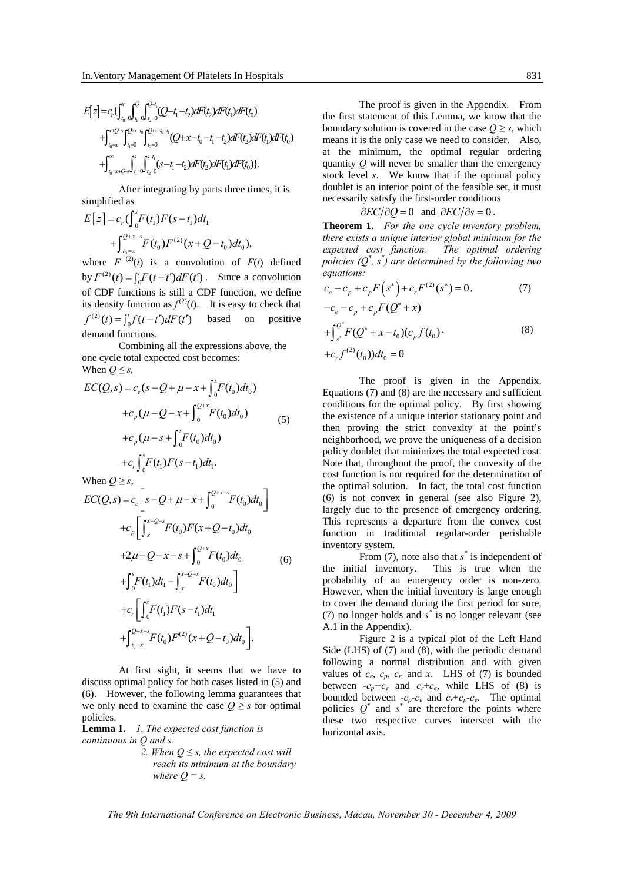$$
\begin{aligned}
E[z] = c_r \{ & \int_{t_0=0}^{x}\int_{t_1=0}^{Q}\int_{t_2=0}^{Q-t_1}(Q-t_1-t_2)dF(t_2)dF(t_1)dF(t_0) \\
& + \int_{t_0=x}^{x+Q-s}\int_{t_1=0}^{Q+x-t_0}\int_{t_2=0}^{Q+x-t_0-t_1}(Q+x-t_0-t_1-t_2)dF(t_2)dF(t_1)dF(t_0) \\
& + \int_{t_0=x+Q-s}^{\infty}\int_{t_1=0}^{s}\int_{t_2=0}^{s-t_1}(s-t_1-t_2)dF(t_2)dF(t_1)dF(t_0) \}.
\end{aligned}
$$

After integrating by parts three times, it is simplified as

$$
E[z] = c_r \left( \int_0^s F(t_1)F(s-t_1)dt_1 + \int_{t_0=x}^{Q+x-s} F(t_0)F^{(2)}(x+Q-t_0)dt_0 \right),
$$

where $F^{(2)}(t)$ is a convolution of $F(t)$ defined by $F^{(2)}(t) = \int_0^t F(t-t')dF(t')$. Since a convolution of CDF functions is still a CDF function, we define its density function as $f^{(2)}(t)$. It is easy to check that $f^{(2)}(t) = \int_0^t f(t-t')dF(t')$ based on positive demand functions.

Combining all the expressions above, the one cycle total expected cost becomes:

When $Q \le s$,

$$
\begin{aligned}
EC(Q,s) = & \, c_e\left(s-Q+\mu-x+\int_0^x F(t_0)dt_0\right) \\
& + c_p\left(\mu-Q-x+\int_0^{Q+x}F(t_0)dt_0\right) \\
& + c_p\left(\mu-s+\int_0^s F(t_0)dt_0\right) \\
& + c_r\int_0^s F(t_1)F(s-t_1)dt_1.
\end{aligned} \tag{5}
$$

When $Q \ge s$,

$$
\begin{aligned}
EC(Q,s) = & \, c_e\left[ s-Q+\mu-x+\int_0^{Q+x-s}F(t_0)dt_0 \right] \\
& + c_p\Bigg[ \int_x^{x+Q-s}F(t_0)F(x+Q-t_0)dt_0 \\
& + 2\mu-Q-x-s+\int_0^{Q+x}F(t_0)dt_0 \\
& + \int_0^s F(t_1)dt_1 - \int_x^{x+Q-s}F(t_0)dt_0 \Bigg] \\
& + c_r\Bigg[ \int_0^s F(t_1)F(s-t_1)dt_1 \\
& + \int_{t_0=x}^{Q+x-s}F(t_0)F^{(2)}(x+Q-t_0)dt_0 \Bigg].
\end{aligned} \tag{6}
$$

At first sight, it seems that we have to discuss optimal policy for both cases listed in (5) and (6). However, the following lemma guarantees that we only need to examine the case $Q \ge s$ for optimal policies.

**Lemma 1.** *1. The expected cost function is continuous in Q and s.*

*2. When $Q \le s$, the expected cost will reach its minimum at the boundary where $Q = s$.*

The proof is given in the Appendix. From the first statement of this Lemma, we know that the boundary solution is covered in the case $Q \ge s$, which means it is the only case we need to consider. Also, at the minimum, the optimal regular ordering quantity $Q$ will never be smaller than the emergency stock level $s$. We know that if the optimal policy doublet is an interior point of the feasible set, it must necessarily satisfy the first-order conditions

$$
\partial EC / \partial Q = 0 \quad \text{and} \quad \partial EC / \partial s = 0 .
$$

**Theorem 1.** *For the one cycle inventory problem, there exists a unique interior global minimum for the expected cost function. The optimal ordering policies ($Q^*$, $s^*$) are determined by the following two equations:*

$$
c_e - c_p + c_p F(s^*) + c_r F^{(2)}(s^*) = 0, \tag{7}
$$

$$
\begin{aligned}
& -c_e - c_p + c_p F(Q^*+x) \\
& + \int_{s^*}^{Q^*} F(Q^*+x-t_0)(c_p f(t_0) \cdot \\
& + c_r f^{(2)}(t_0))dt_0 = 0
\end{aligned} \tag{8}
$$

The proof is given in the Appendix. Equations (7) and (8) are the necessary and sufficient conditions for the optimal policy. By first showing the existence of a unique interior stationary point and then proving the strict convexity at the point's neighborhood, we prove the uniqueness of a decision policy doublet that minimizes the total expected cost. Note that, throughout the proof, the convexity of the cost function is not required for the determination of the optimal solution. In fact, the total cost function (6) is not convex in general (see also Figure 2), largely due to the presence of emergency ordering. This represents a departure from the convex cost function in traditional regular-order perishable inventory system.

From (7), note also that $s^*$ is independent of the initial inventory. This is true when the probability of an emergency order is non-zero. However, when the initial inventory is large enough to cover the demand during the first period for sure, (7) no longer holds and $s^*$ is no longer relevant (see A.1 in the Appendix).

Figure 2 is a typical plot of the Left Hand Side (LHS) of (7) and (8), with the periodic demand following a normal distribution and with given values of $c_e$, $c_p$, $c_r$ and $x$. LHS of (7) is bounded between $-c_p+c_e$ and $c_r+c_e$, while LHS of (8) is bounded between $-c_p-c_e$ and $c_r+c_p-c_e$. The optimal policies $Q^*$ and $s^*$ are therefore the points where these two respective curves intersect with the horizontal axis.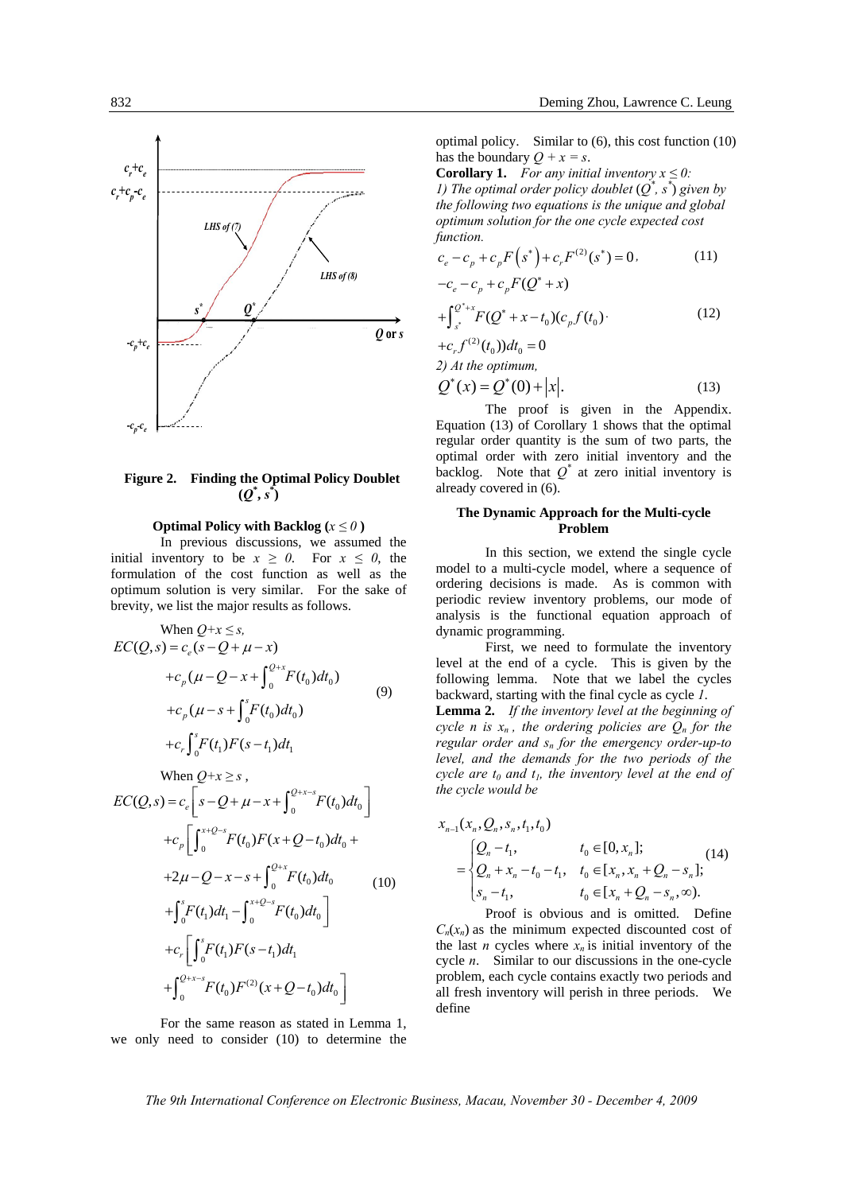Figure 2. Finding the Optimal Policy Doublet $(Q^*, s^*)$

**Optimal Policy with Backlog ($x \le 0$)**

In previous discussions, we assumed the initial inventory to be $x \ge 0$. For $x \le 0$, the formulation of the cost function as well as the optimum solution is very similar. For the sake of brevity, we list the major results as follows.

When $Q+x \le s$,

$$
\begin{aligned}
EC(Q,s) &= c_e(s-Q+\mu-x) \\
&+ c_p(\mu-Q-x+\int_0^{Q+x} F(t_0)dt_0) \\
&+ c_p(\mu-s+\int_0^{s} F(t_0)dt_0) \\
&+ c_r\int_0^{s} F(t_1)F(s-t_1)dt_1
\end{aligned}
\tag{9}
$$

When $Q+x \ge s$,

$$
\begin{aligned}
EC(Q,s) &= c_e\left[s-Q+\mu-x+\int_0^{Q+x-s} F(t_0)dt_0\right] \\
&+ c_p\Big[\int_0^{x+Q-s} F(t_0)F(x+Q-t_0)dt_0 + \\
&+ 2\mu-Q-x-s+\int_0^{Q+x} F(t_0)dt_0 \\
&+ \int_0^{s} F(t_1)dt_1 - \int_0^{x+Q-s} F(t_0)dt_0\Big] \\
&+ c_r\Big[\int_0^{s} F(t_1)F(s-t_1)dt_1 \\
&+ \int_0^{Q+x-s} F(t_0)F^{(2)}(x+Q-t_0)dt_0\Big]
\end{aligned}
\tag{10}
$$

For the same reason as stated in Lemma 1, we only need to consider (10) to determine the optimal policy. Similar to (6), this cost function (10) has the boundary $Q + x = s$.

**Corollary 1.** *For any initial inventory $x \le 0$:*

*1) The optimal order policy doublet $(Q^*, s^*)$ given by the following two equations is the unique and global optimum solution for the one cycle expected cost function.*

$$
c_e - c_p + c_p F(s^*) + c_r F^{(2)}(s^*) = 0,
\tag{11}
$$

$$
\begin{aligned}
&-c_e - c_p + c_p F(Q^*+x) \\
&+ \int_{s^*}^{Q^*+x} F(Q^*+x-t_0)(c_p f(t_0) \\
&+ c_r f^{(2)}(t_0))dt_0 = 0
\end{aligned}
\tag{12}
$$

*2) At the optimum,*

$$
Q^*(x) = Q^*(0) + |x|.
\tag{13}
$$

The proof is given in the Appendix. Equation (13) of Corollary 1 shows that the optimal regular order quantity is the sum of two parts, the optimal order with zero initial inventory and the backlog. Note that $Q^*$ at zero initial inventory is already covered in (6).

## The Dynamic Approach for the Multi-cycle Problem

In this section, we extend the single cycle model to a multi-cycle model, where a sequence of ordering decisions is made. As is common with periodic review inventory problems, our mode of analysis is the functional equation approach of dynamic programming.

First, we need to formulate the inventory level at the end of a cycle. This is given by the following lemma. Note that we label the cycles backward, starting with the final cycle as cycle *1*.

**Lemma 2.** *If the inventory level at the beginning of cycle $n$ is $x_n$, the ordering policies are $Q_n$ for the regular order and $s_n$ for the emergency order-up-to level, and the demands for the two periods of the cycle are $t_0$ and $t_1$, the inventory level at the end of the cycle would be*

$$
x_{n-1}(x_n, Q_n, s_n, t_1, t_0) = \begin{cases} Q_n - t_1, & t_0 \in [0, x_n]; \\ Q_n + x_n - t_0 - t_1, & t_0 \in [x_n, x_n + Q_n - s_n]; \\ s_n - t_1, & t_0 \in [x_n + Q_n - s_n, \infty). \end{cases}
\tag{14}
$$

Proof is obvious and is omitted. Define $C_n(x_n)$ as the minimum expected discounted cost of the last $n$ cycles where $x_n$ is initial inventory of the cycle $n$. Similar to our discussions in the one-cycle problem, each cycle contains exactly two periods and all fresh inventory will perish in three periods. We define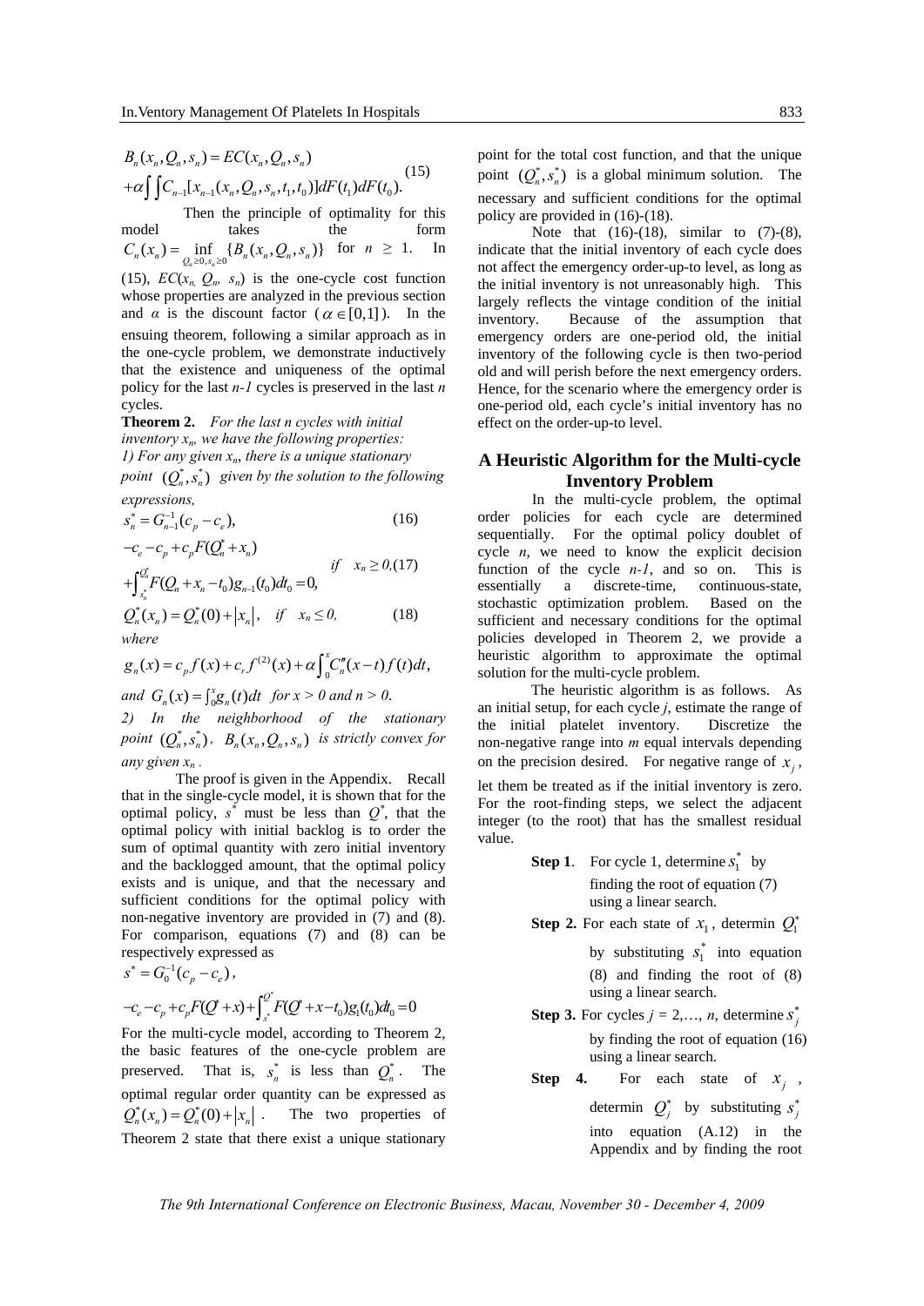$$B_n(x_n, Q_n, s_n) = EC(x_n, Q_n, s_n)$$
$$+\alpha \int\int C_{n-1}[x_{n-1}(x_n, Q_n, s_n, t_1, t_0)] dF(t_1) dF(t_0). \tag{15}$$

Then the principle of optimality for this model takes the form $C_n(x_n) = \inf_{Q_n \geq 0, s_n \geq 0} \{B_n(x_n, Q_n, s_n)\}$ for $n \geq 1$. In (15), $EC(x_n, Q_n, s_n)$ is the one-cycle cost function whose properties are analyzed in the previous section and $\alpha$ is the discount factor ($\alpha \in [0,1]$). In the ensuing theorem, following a similar approach as in the one-cycle problem, we demonstrate inductively that the existence and uniqueness of the optimal policy for the last $n$-1 cycles is preserved in the last $n$ cycles.

**Theorem 2.** *For the last n cycles with initial inventory $x_n$, we have the following properties:*
*1) For any given $x_n$, there is a unique stationary point $(Q_n^*, s_n^*)$ given by the solution to the following expressions,*

$$s_n^* = G_{n-1}^{-1}(c_p - c_e), \tag{16}$$

$$-c_e - c_p + c_p F(Q_n^* + x_n) + \int_{s_n^*}^{Q_n^*} F(Q_n + x_n - t_0) g_{n-1}(t_0) dt_0 = 0, \quad if \quad x_n \geq 0, \tag{17}$$

$$Q_n^*(x_n) = Q_n^*(0) + |x_n|, \quad if \quad x_n \leq 0, \tag{18}$$

*where*

$$g_n(x) = c_p f(x) + c_r f^{(2)}(x) + \alpha \int_0^x C_n''(x-t) f(t) dt,$$

*and* $G_n(x) = \int_0^x g_n(t) dt$ *for x > 0 and n > 0.*

*2) In the neighborhood of the stationary point $(Q_n^*, s_n^*)$, $B_n(x_n, Q_n, s_n)$ is strictly convex for any given $x_n$.*

The proof is given in the Appendix. Recall that in the single-cycle model, it is shown that for the optimal policy, $s^*$ must be less than $Q^*$, that the optimal policy with initial backlog is to order the sum of optimal quantity with zero initial inventory and the backlogged amount, that the optimal policy exists and is unique, and that the necessary and sufficient conditions for the optimal policy with non-negative inventory are provided in (7) and (8). For comparison, equations (7) and (8) can be respectively expressed as

$$s^* = G_0^{-1}(c_p - c_e),$$

$$-c_e - c_p + c_p F(Q^* + x) + \int_{s^*}^{Q^*} F(Q^* + x - t_0) g_1(t_0) dt_0 = 0$$

For the multi-cycle model, according to Theorem 2, the basic features of the one-cycle problem are preserved. That is, $s_n^*$ is less than $Q_n^*$. The optimal regular order quantity can be expressed as $Q_n^*(x_n) = Q_n^*(0) + |x_n|$. The two properties of Theorem 2 state that there exist a unique stationary point for the total cost function, and that the unique point $(Q_n^*, s_n^*)$ is a global minimum solution. The necessary and sufficient conditions for the optimal policy are provided in (16)-(18).

Note that (16)-(18), similar to (7)-(8), indicate that the initial inventory of each cycle does not affect the emergency order-up-to level, as long as the initial inventory is not unreasonably high. This largely reflects the vintage condition of the initial inventory. Because of the assumption that emergency orders are one-period old, the initial inventory of the following cycle is then two-period old and will perish before the next emergency orders. Hence, for the scenario where the emergency order is one-period old, each cycle's initial inventory has no effect on the order-up-to level.

## A Heuristic Algorithm for the Multi-cycle Inventory Problem

In the multi-cycle problem, the optimal order policies for each cycle are determined sequentially. For the optimal policy doublet of cycle $n$, we need to know the explicit decision function of the cycle $n$-1, and so on. This is essentially a discrete-time, continuous-state, stochastic optimization problem. Based on the sufficient and necessary conditions for the optimal policies developed in Theorem 2, we provide a heuristic algorithm to approximate the optimal solution for the multi-cycle problem.

The heuristic algorithm is as follows. As an initial setup, for each cycle $j$, estimate the range of the initial platelet inventory. Discretize the non-negative range into $m$ equal intervals depending on the precision desired. For negative range of $x_j$, let them be treated as if the initial inventory is zero. For the root-finding steps, we select the adjacent integer (to the root) that has the smallest residual value.

**Step 1**. For cycle 1, determine $s_1^*$ by finding the root of equation (7) using a linear search.

**Step 2.** For each state of $x_1$, determin $Q_1^*$ by substituting $s_1^*$ into equation (8) and finding the root of (8) using a linear search.

**Step 3.** For cycles $j$ = 2,..., $n$, determine $s_j^*$ by finding the root of equation (16) using a linear search.

**Step 4.** For each state of $x_j$, determin $Q_j^*$ by substituting $s_j^*$ into equation (A.12) in the Appendix and by finding the root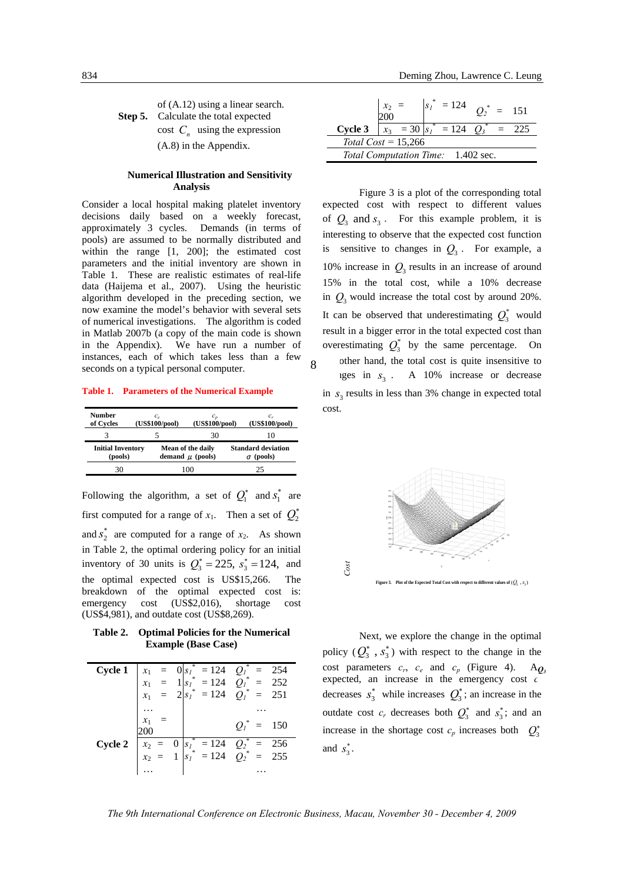of (A.12) using a linear search.

**Step 5.** Calculate the total expected cost $C_n$ using the expression (A.8) in the Appendix.

### Numerical Illustration and Sensitivity Analysis

Consider a local hospital making platelet inventory decisions daily based on a weekly forecast, approximately 3 cycles. Demands (in terms of pools) are assumed to be normally distributed and within the range [1, 200]; the estimated cost parameters and the initial inventory are shown in Table 1. These are realistic estimates of real-life data (Haijema et al., 2007). Using the heuristic algorithm developed in the preceding section, we now examine the model's behavior with several sets of numerical investigations. The algorithm is coded in Matlab 2007b (a copy of the main code is shown in the Appendix). We have run a number of instances, each of which takes less than a few seconds on a typical personal computer.

**Table 1. Parameters of the Numerical Example**

| Number of Cycles | $c_e$ (US\$100/pool) | $c_p$ (US\$100/pool) | $c_r$ (US\$100/pool) |
|---|---|---|---|
| 3 | 5 | 30 | 10 |
| **Initial Inventory (pools)** | **Mean of the daily demand $\mu$ (pools)** | **Standard deviation $\sigma$ (pools)** | |
| 30 | 100 | 25 | |

Following the algorithm, a set of $Q_1^*$ and $s_1^*$ are first computed for a range of $x_1$. Then a set of $Q_2^*$ and $s_2^*$ are computed for a range of $x_2$. As shown in Table 2, the optimal ordering policy for an initial inventory of 30 units is $Q_3^* = 225$, $s_3^* = 124$, and the optimal expected cost is US\$15,266. The breakdown of the optimal expected cost is: emergency cost (US\$2,016), shortage cost (US\$4,981), and outdate cost (US\$8,269).

**Table 2. Optimal Policies for the Numerical Example (Base Case)**

| Cycle | $x$ | $s^*$ | $Q^*$ |
|---|---|---|---|
| **Cycle 1** | $x_1 = 0$ | $s_1^* = 124$ | $Q_1^* = 254$ |
| | $x_1 = 1$ | $s_1^* = 124$ | $Q_1^* = 252$ |
| | $x_1 = 2$ | $s_1^* = 124$ | $Q_1^* = 251$ |
| | … | | … |
| | $x_1 = 200$ | | $Q_1^* = 150$ |
| **Cycle 2** | $x_2 = 0$ | $s_1^* = 124$ | $Q_2^* = 256$ |
| | $x_2 = 1$ | $s_1^* = 124$ | $Q_2^* = 255$ |
| | … | | … |
| | $x_2 = 200$ | $s_1^* = 124$ | $Q_2^* = 151$ |
| **Cycle 3** | $x_3 = 30$ | $s_1^* = 124$ | $Q_3^* = 225$ |
| *Total Cost* = 15,266 | | | |
| *Total Computation Time:* 1.402 sec. | | | |

Figure 3 is a plot of the corresponding total expected cost with respect to different values of $Q_3$ and $s_3$. For this example problem, it is interesting to observe that the expected cost function is sensitive to changes in $Q_3$. For example, a 10% increase in $Q_3$ results in an increase of around 15% in the total cost, while a 10% decrease in $Q_3$ would increase the total cost by around 20%. It can be observed that underestimating $Q_3^*$ would result in a bigger error in the total expected cost than overestimating $Q_3^*$ by the same percentage. On other hand, the total cost is quite insensitive to changes in $s_3$. A 10% increase or decrease in $s_3$ results in less than 3% change in expected total cost.

Figure 3. Plot of the Expected Total Cost with respect to different values of $(Q_3, s_3)$

Next, we explore the change in the optimal policy ($Q_3^*$, $s_3^*$) with respect to the change in the cost parameters $c_r$, $c_e$ and $c_p$ (Figure 4). As expected, an increase in the emergency cost $c_e$ decreases $s_3^*$ while increases $Q_3^*$; an increase in the outdate cost $c_r$ decreases both $Q_3^*$ and $s_3^*$; and an increase in the shortage cost $c_p$ increases both $Q_3^*$ and $s_3^*$.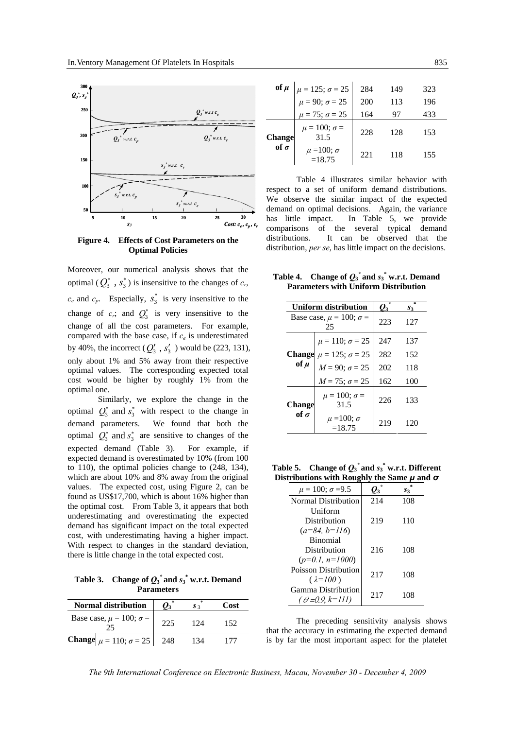**Figure 4. Effects of Cost Parameters on the Optimal Policies**

Moreover, our numerical analysis shows that the optimal ($Q_3^*$, $s_3^*$) is insensitive to the changes of $c_r$, $c_e$ and $c_p$. Especially, $s_3^*$ is very insensitive to the change of $c_r$; and $Q_3^*$ is very insensitive to the change of all the cost parameters. For example, compared with the base case, if $c_e$ is underestimated by 40%, the incorrect ($Q_3'$, $s_3'$) would be (223, 131), only about 1% and 5% away from their respective optimal values. The corresponding expected total cost would be higher by roughly 1% from the optimal one.

Similarly, we explore the change in the optimal $Q_3^*$ and $s_3^*$ with respect to the change in demand parameters. We found that both the optimal $Q_3^*$ and $s_3^*$ are sensitive to changes of the expected demand (Table 3). For example, if expected demand is overestimated by 10% (from 100 to 110), the optimal policies change to (248, 134), which are about 10% and 8% away from the original values. The expected cost, using Figure 2, can be found as US$17,700, which is about 16% higher than the optimal cost. From Table 3, it appears that both underestimating and overestimating the expected demand has significant impact on the total expected cost, with underestimating having a higher impact. With respect to changes in the standard deviation, there is little change in the total expected cost.

**Table 3. Change of $Q_3^*$ and $s_3^*$ w.r.t. Demand Parameters**

| Normal distribution | | $Q_3^*$ | $s_3^*$ | Cost |
|---|---|---|---|---|
| Base case, $\mu$ = 100; $\sigma$ = 25 | | 225 | 124 | 152 |
| **Change of $\mu$** | $\mu$ = 110; $\sigma$ = 25 | 248 | 134 | 177 |
| | $\mu$ = 125; $\sigma$ = 25 | 284 | 149 | 323 |
| | $\mu$ = 90; $\sigma$ = 25 | 200 | 113 | 196 |
| | $\mu$ = 75; $\sigma$ = 25 | 164 | 97 | 433 |
| **Change of $\sigma$** | $\mu$ = 100; $\sigma$ = 31.5 | 228 | 128 | 153 |
| | $\mu$ =100; $\sigma$ =18.75 | 221 | 118 | 155 |

Table 4 illustrates similar behavior with respect to a set of uniform demand distributions. We observe the similar impact of the expected demand on optimal decisions. Again, the variance has little impact. In Table 5, we provide comparisons of the several typical demand distributions. It can be observed that the distribution, *per se*, has little impact on the decisions.

**Table 4. Change of $Q_3^*$ and $s_3^*$ w.r.t. Demand Parameters with Uniform Distribution**

| Uniform distribution | | $Q_3^*$ | $s_3^*$ |
|---|---|---|---|
| Base case, $\mu$ = 100; $\sigma$ = 25 | | 223 | 127 |
| **Change of $\mu$** | $\mu$ = 110; $\sigma$ = 25 | 247 | 137 |
| | $\mu$ = 125; $\sigma$ = 25 | 282 | 152 |
| | $M$ = 90; $\sigma$ = 25 | 202 | 118 |
| | $M$ = 75; $\sigma$ = 25 | 162 | 100 |
| **Change of $\sigma$** | $\mu$ = 100; $\sigma$ = 31.5 | 226 | 133 |
| | $\mu$ =100; $\sigma$ =18.75 | 219 | 120 |

**Table 5. Change of $Q_3^*$ and $s_3^*$ w.r.t. Different Distributions with Roughly the Same $\mu$ and $\sigma$**

| $\mu$ = 100; $\sigma$ =9.5 | $Q_3^*$ | $s_3^*$ |
|---|---|---|
| Normal Distribution | 214 | 108 |
| Uniform Distribution ($a$=84, $b$=116) | 219 | 110 |
| Binomial Distribution ($p$=0.1, $n$=1000) | 216 | 108 |
| Poisson Distribution ($\lambda$=100) | 217 | 108 |
| Gamma Distribution ($\theta$=0.9, $k$=111) | 217 | 108 |

The preceding sensitivity analysis shows that the accuracy in estimating the expected demand is by far the most important aspect for the platelet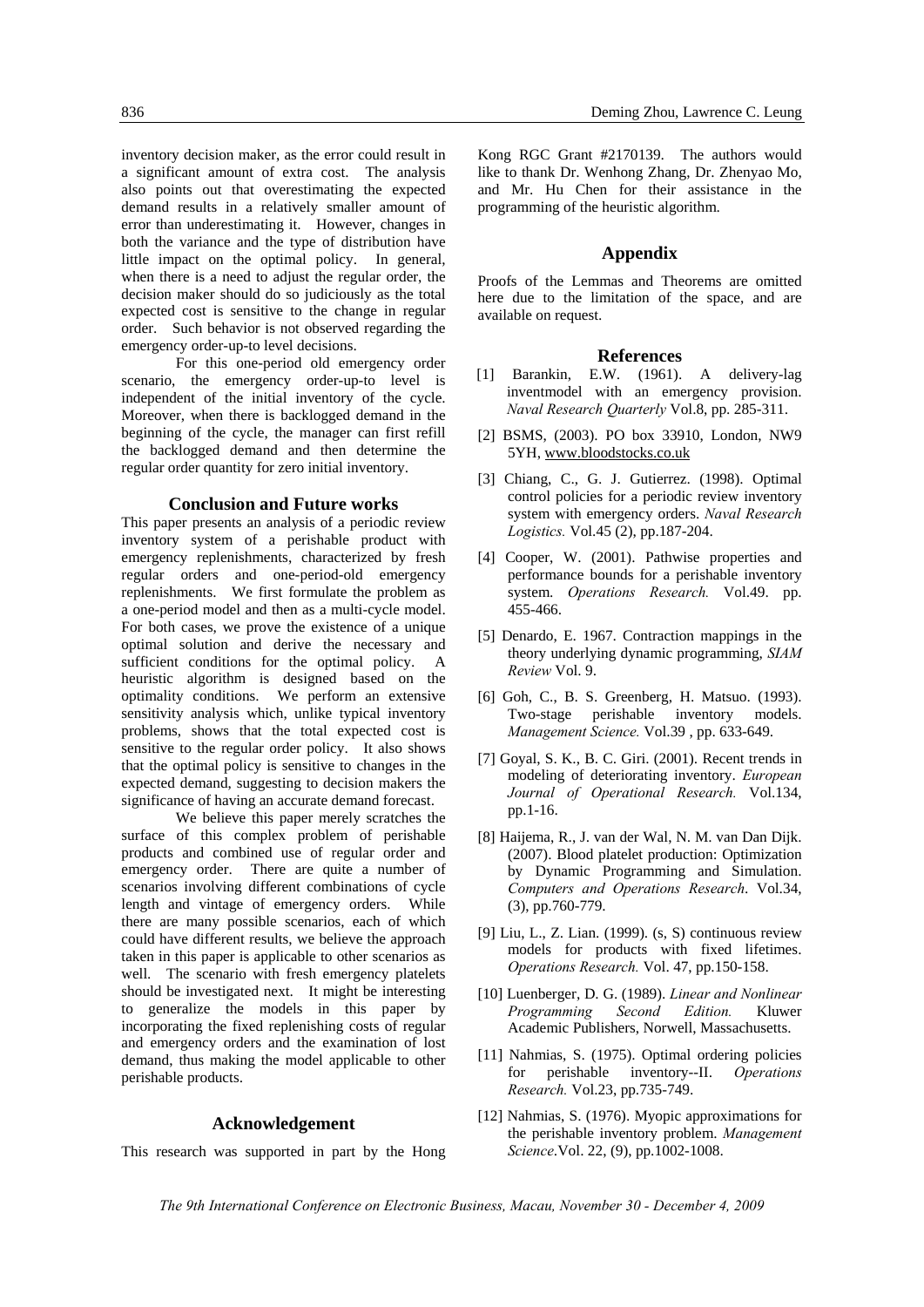inventory decision maker, as the error could result in a significant amount of extra cost. The analysis also points out that overestimating the expected demand results in a relatively smaller amount of error than underestimating it. However, changes in both the variance and the type of distribution have little impact on the optimal policy. In general, when there is a need to adjust the regular order, the decision maker should do so judiciously as the total expected cost is sensitive to the change in regular order. Such behavior is not observed regarding the emergency order-up-to level decisions.

For this one-period old emergency order scenario, the emergency order-up-to level is independent of the initial inventory of the cycle. Moreover, when there is backlogged demand in the beginning of the cycle, the manager can first refill the backlogged demand and then determine the regular order quantity for zero initial inventory.

## Conclusion and Future works

This paper presents an analysis of a periodic review inventory system of a perishable product with emergency replenishments, characterized by fresh regular orders and one-period-old emergency replenishments. We first formulate the problem as a one-period model and then as a multi-cycle model. For both cases, we prove the existence of a unique optimal solution and derive the necessary and sufficient conditions for the optimal policy. A heuristic algorithm is designed based on the optimality conditions. We perform an extensive sensitivity analysis which, unlike typical inventory problems, shows that the total expected cost is sensitive to the regular order policy. It also shows that the optimal policy is sensitive to changes in the expected demand, suggesting to decision makers the significance of having an accurate demand forecast.

We believe this paper merely scratches the surface of this complex problem of perishable products and combined use of regular order and emergency order. There are quite a number of scenarios involving different combinations of cycle length and vintage of emergency orders. While there are many possible scenarios, each of which could have different results, we believe the approach taken in this paper is applicable to other scenarios as well. The scenario with fresh emergency platelets should be investigated next. It might be interesting to generalize the models in this paper by incorporating the fixed replenishing costs of regular and emergency orders and the examination of lost demand, thus making the model applicable to other perishable products.

## Acknowledgement

This research was supported in part by the Hong Kong RGC Grant #2170139. The authors would like to thank Dr. Wenhong Zhang, Dr. Zhenyao Mo, and Mr. Hu Chen for their assistance in the programming of the heuristic algorithm.

## Appendix

Proofs of the Lemmas and Theorems are omitted here due to the limitation of the space, and are available on request.

## References

[1] Barankin, E.W. (1961). A delivery-lag inventmodel with an emergency provision. *Naval Research Quarterly* Vol.8, pp. 285-311.

[2] BSMS, (2003). PO box 33910, London, NW9 5YH, www.bloodstocks.co.uk

[3] Chiang, C., G. J. Gutierrez. (1998). Optimal control policies for a periodic review inventory system with emergency orders. *Naval Research Logistics.* Vol.45 (2), pp.187-204.

[4] Cooper, W. (2001). Pathwise properties and performance bounds for a perishable inventory system. *Operations Research.* Vol.49. pp. 455-466.

[5] Denardo, E. 1967. Contraction mappings in the theory underlying dynamic programming, *SIAM Review* Vol. 9.

[6] Goh, C., B. S. Greenberg, H. Matsuo. (1993). Two-stage perishable inventory models. *Management Science.* Vol.39 , pp. 633-649.

[7] Goyal, S. K., B. C. Giri. (2001). Recent trends in modeling of deteriorating inventory. *European Journal of Operational Research.* Vol.134, pp.1-16.

[8] Haijema, R., J. van der Wal, N. M. van Dan Dijk. (2007). Blood platelet production: Optimization by Dynamic Programming and Simulation. *Computers and Operations Research*. Vol.34, (3), pp.760-779.

[9] Liu, L., Z. Lian. (1999). (s, S) continuous review models for products with fixed lifetimes. *Operations Research.* Vol. 47, pp.150-158.

[10] Luenberger, D. G. (1989). *Linear and Nonlinear Programming Second Edition.* Kluwer Academic Publishers, Norwell, Massachusetts.

[11] Nahmias, S. (1975). Optimal ordering policies for perishable inventory--II. *Operations Research.* Vol.23, pp.735-749.

[12] Nahmias, S. (1976). Myopic approximations for the perishable inventory problem. *Management Science*.Vol. 22, (9), pp.1002-1008.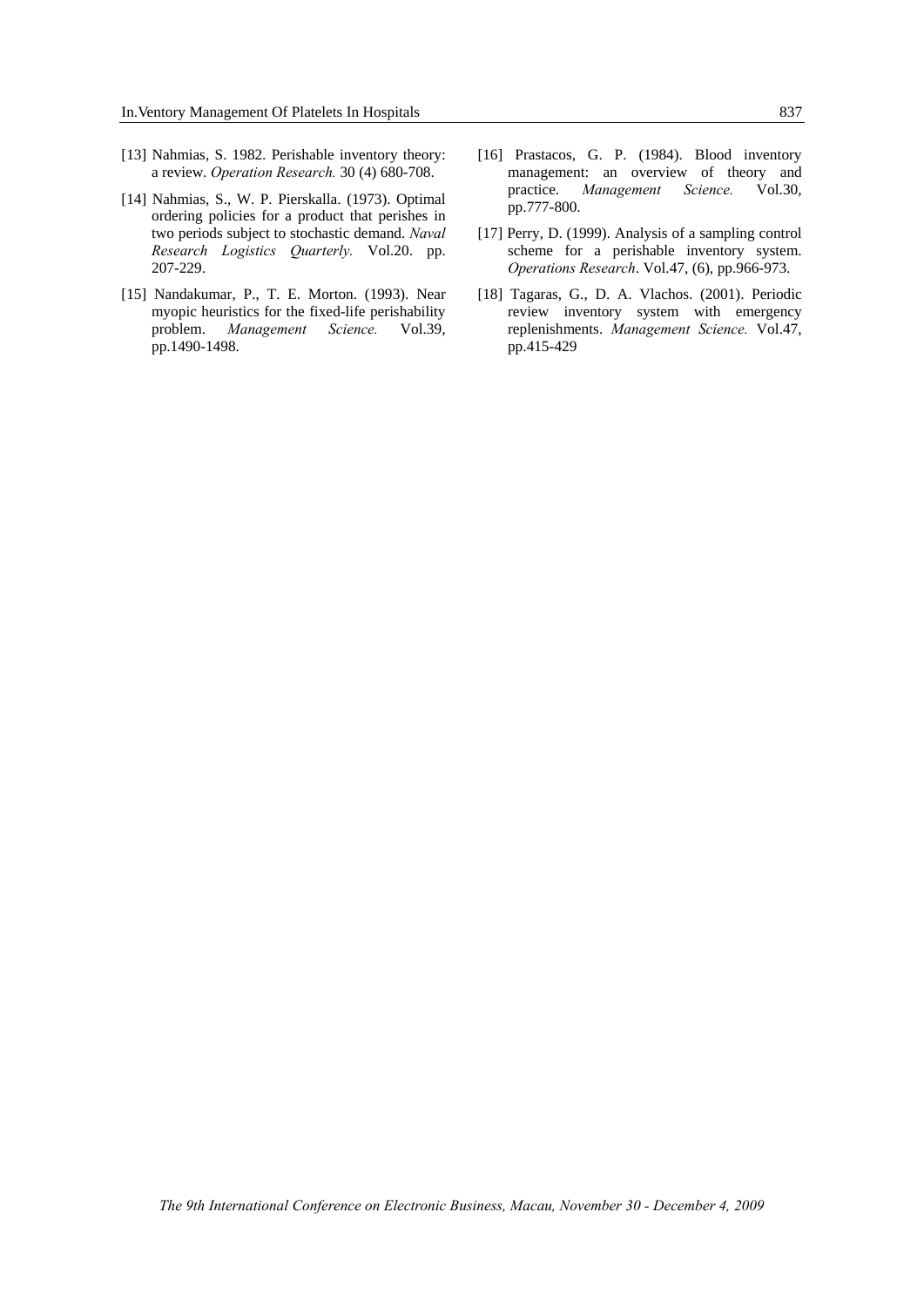[13] Nahmias, S. 1982. Perishable inventory theory: a review. *Operation Research.* 30 (4) 680-708.

[14] Nahmias, S., W. P. Pierskalla. (1973). Optimal ordering policies for a product that perishes in two periods subject to stochastic demand. *Naval Research Logistics Quarterly.* Vol.20. pp. 207-229.

[15] Nandakumar, P., T. E. Morton. (1993). Near myopic heuristics for the fixed-life perishability problem. *Management Science.* Vol.39, pp.1490-1498.

[16] Prastacos, G. P. (1984). Blood inventory management: an overview of theory and practice. *Management Science.* Vol.30, pp.777-800.

[17] Perry, D. (1999). Analysis of a sampling control scheme for a perishable inventory system. *Operations Research*. Vol.47, (6), pp.966-973.

[18] Tagaras, G., D. A. Vlachos. (2001). Periodic review inventory system with emergency replenishments. *Management Science.* Vol.47, pp.415-429